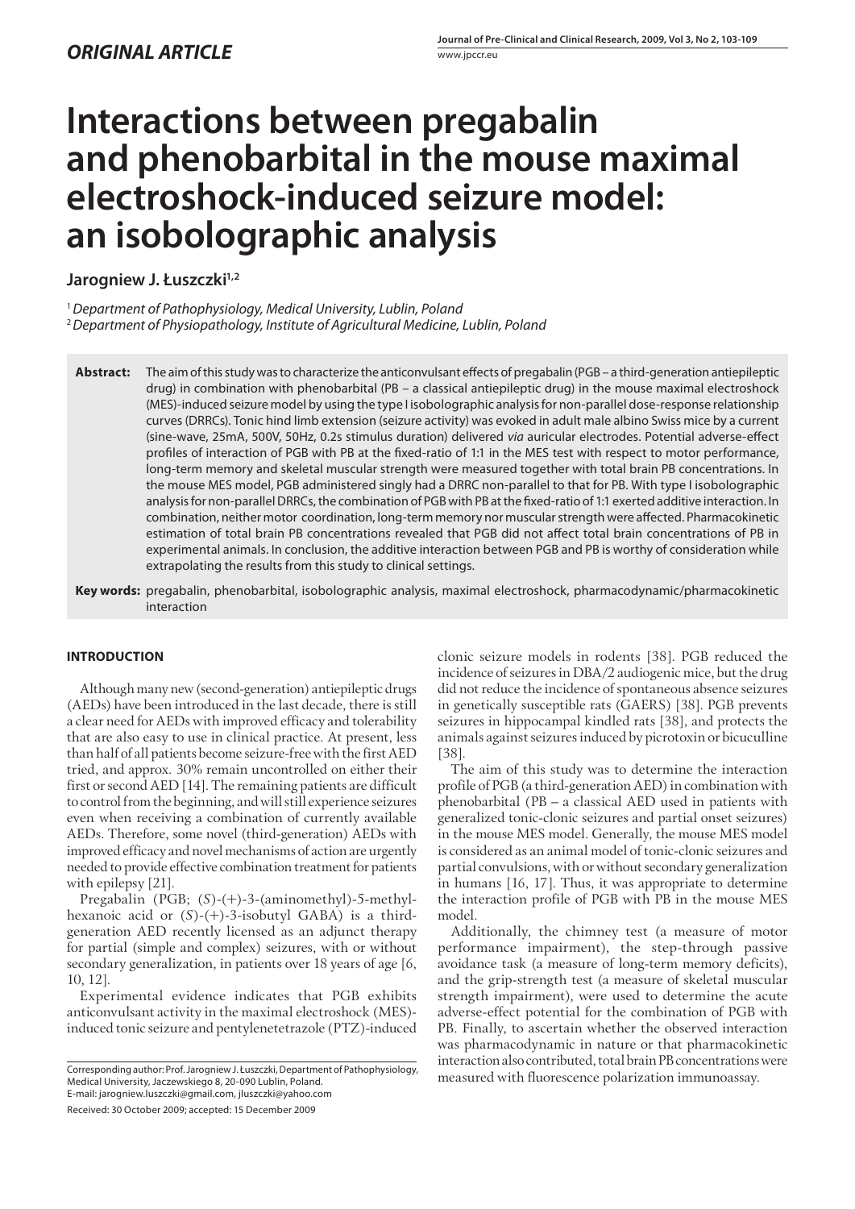*ORIGINAL ARTICLE*

# Interactions between pregabalin and phenobarbital in the mouse maximal electroshock-induced seizure model: an isobolographic analysis

**Jarogniew J. Łuszczki[1,2]**

[1] *Department of Pathophysiology, Medical University, Lublin, Poland*
[2] *Department of Physiopathology, Institute of Agricultural Medicine, Lublin, Poland*

**Abstract:** The aim of this study was to characterize the anticonvulsant effects of pregabalin (PGB – a third-generation antiepileptic drug) in combination with phenobarbital (PB – a classical antiepileptic drug) in the mouse maximal electroshock (MES)-induced seizure model by using the type I isobolographic analysis for non-parallel dose-response relationship curves (DRRCs). Tonic hind limb extension (seizure activity) was evoked in adult male albino Swiss mice by a current (sine-wave, 25mA, 500V, 50Hz, 0.2s stimulus duration) delivered *via* auricular electrodes. Potential adverse-effect profiles of interaction of PGB with PB at the fixed-ratio of 1:1 in the MES test with respect to motor performance, long-term memory and skeletal muscular strength were measured together with total brain PB concentrations. In the mouse MES model, PGB administered singly had a DRRC non-parallel to that for PB. With type I isobolographic analysis for non-parallel DRRCs, the combination of PGB with PB at the fixed-ratio of 1:1 exerted additive interaction. In combination, neither motor coordination, long-term memory nor muscular strength were affected. Pharmacokinetic estimation of total brain PB concentrations revealed that PGB did not affect total brain concentrations of PB in experimental animals. In conclusion, the additive interaction between PGB and PB is worthy of consideration while extrapolating the results from this study to clinical settings.

**Key words:** pregabalin, phenobarbital, isobolographic analysis, maximal electroshock, pharmacodynamic/pharmacokinetic interaction

## INTRODUCTION

Although many new (second-generation) antiepileptic drugs (AEDs) have been introduced in the last decade, there is still a clear need for AEDs with improved efficacy and tolerability that are also easy to use in clinical practice. At present, less than half of all patients become seizure-free with the first AED tried, and approx. 30% remain uncontrolled on either their first or second AED [14]. The remaining patients are difficult to control from the beginning, and will still experience seizures even when receiving a combination of currently available AEDs. Therefore, some novel (third-generation) AEDs with improved efficacy and novel mechanisms of action are urgently needed to provide effective combination treatment for patients with epilepsy [21].

Pregabalin (PGB; (*S*)-(+)-3-(aminomethyl)-5-methylhexanoic acid or (*S*)-(+)-3-isobutyl GABA) is a third-generation AED recently licensed as an adjunct therapy for partial (simple and complex) seizures, with or without secondary generalization, in patients over 18 years of age [6, 10, 12].

Experimental evidence indicates that PGB exhibits anticonvulsant activity in the maximal electroshock (MES)-induced tonic seizure and pentylenetetrazole (PTZ)-induced clonic seizure models in rodents [38]. PGB reduced the incidence of seizures in DBA/2 audiogenic mice, but the drug did not reduce the incidence of spontaneous absence seizures in genetically susceptible rats (GAERS) [38]. PGB prevents seizures in hippocampal kindled rats [38], and protects the animals against seizures induced by picrotoxin or bicuculline [38].

The aim of this study was to determine the interaction profile of PGB (a third-generation AED) in combination with phenobarbital (PB – a classical AED used in patients with generalized tonic-clonic seizures and partial onset seizures) in the mouse MES model. Generally, the mouse MES model is considered as an animal model of tonic-clonic seizures and partial convulsions, with or without secondary generalization in humans [16, 17]. Thus, it was appropriate to determine the interaction profile of PGB with PB in the mouse MES model.

Additionally, the chimney test (a measure of motor performance impairment), the step-through passive avoidance task (a measure of long-term memory deficits), and the grip-strength test (a measure of skeletal muscular strength impairment), were used to determine the acute adverse-effect potential for the combination of PGB with PB. Finally, to ascertain whether the observed interaction was pharmacodynamic in nature or that pharmacokinetic interaction also contributed, total brain PB concentrations were measured with fluorescence polarization immunoassay.

Corresponding author: Prof. Jarogniew J. Łuszczki, Department of Pathophysiology, Medical University, Jaczewskiego 8, 20-090 Lublin, Poland.
E-mail: jarogniew.luszczki@gmail.com, jluszczki@yahoo.com

Received: 30 October 2009; accepted: 15 December 2009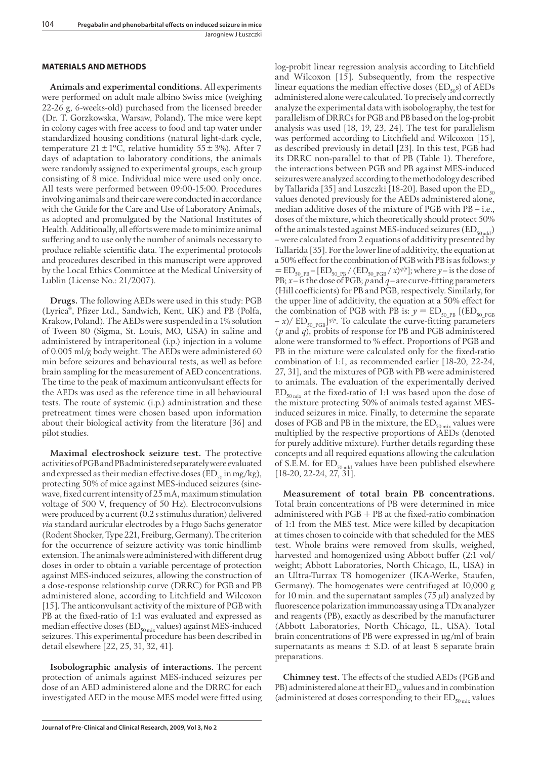## MATERIALS AND METHODS

**Animals and experimental conditions.** All experiments were performed on adult male albino Swiss mice (weighing 22-26 g, 6-weeks-old) purchased from the licensed breeder (Dr. T. Gorzkowska, Warsaw, Poland). The mice were kept in colony cages with free access to food and tap water under standardized housing conditions (natural light-dark cycle, temperature 21 ± 1ºC, relative humidity 55 ± 3%). After 7 days of adaptation to laboratory conditions, the animals were randomly assigned to experimental groups, each group consisting of 8 mice. Individual mice were used only once. All tests were performed between 09:00-15:00. Procedures involving animals and their care were conducted in accordance with the Guide for the Care and Use of Laboratory Animals, as adopted and promulgated by the National Institutes of Health. Additionally, all efforts were made to minimize animal suffering and to use only the number of animals necessary to produce reliable scientific data. The experimental protocols and procedures described in this manuscript were approved by the Local Ethics Committee at the Medical University of Lublin (License No.: 21/2007).

**Drugs.** The following AEDs were used in this study: PGB (Lyrica®, Pfizer Ltd., Sandwich, Kent, UK) and PB (Polfa, Krakow, Poland). The AEDs were suspended in a 1% solution of Tween 80 (Sigma, St. Louis, MO, USA) in saline and administered by intraperitoneal (i.p.) injection in a volume of 0.005 ml/g body weight. The AEDs were administered 60 min before seizures and behavioural tests, as well as before brain sampling for the measurement of AED concentrations. The time to the peak of maximum anticonvulsant effects for the AEDs was used as the reference time in all behavioural tests. The route of systemic (i.p.) administration and these pretreatment times were chosen based upon information about their biological activity from the literature [36] and pilot studies.

**Maximal electroshock seizure test.** The protective activities of PGB and PB administered separately were evaluated and expressed as their median effective doses ($ED_{50}$ in mg/kg), protecting 50% of mice against MES-induced seizures (sine-wave, fixed current intensity of 25 mA, maximum stimulation voltage of 500 V, frequency of 50 Hz). Electroconvulsions were produced by a current (0.2 s stimulus duration) delivered *via* standard auricular electrodes by a Hugo Sachs generator (Rodent Shocker, Type 221, Freiburg, Germany). The criterion for the occurrence of seizure activity was tonic hindlimb extension. The animals were administered with different drug doses in order to obtain a variable percentage of protection against MES-induced seizures, allowing the construction of a dose-response relationship curve (DRRC) for PGB and PB administered alone, according to Litchfield and Wilcoxon [15]. The anticonvulsant activity of the mixture of PGB with PB at the fixed-ratio of 1:1 was evaluated and expressed as median effective doses ($ED_{50\,mix}$ values) against MES-induced seizures. This experimental procedure has been described in detail elsewhere [22, 25, 31, 32, 41].

**Isobolographic analysis of interactions.** The percent protection of animals against MES-induced seizures per dose of an AED administered alone and the DRRC for each investigated AED in the mouse MES model were fitted using log-probit linear regression analysis according to Litchfield and Wilcoxon [15]. Subsequently, from the respective linear equations the median effective doses ($ED_{50}$s) of AEDs administered alone were calculated. To precisely and correctly analyze the experimental data with isobolography, the test for parallelism of DRRCs for PGB and PB based on the log-probit analysis was used [18, 19, 23, 24]. The test for parallelism was performed according to Litchfield and Wilcoxon [15], as described previously in detail [23]. In this test, PGB had its DRRC non-parallel to that of PB (Table 1). Therefore, the interactions between PGB and PB against MES-induced seizures were analyzed according to the methodology described by Tallarida [35] and Luszczki [18-20]. Based upon the $ED_{50}$ values denoted previously for the AEDs administered alone, median additive doses of the mixture of PGB with PB – i.e., doses of the mixture, which theoretically should protect 50% of the animals tested against MES-induced seizures ($ED_{50\,add}$) – were calculated from 2 equations of additivity presented by Tallarida [35]. For the lower line of additivity, the equation at a 50% effect for the combination of PGB with PB is as follows: $y = ED_{50\_PB} - [ED_{50\_PB} / (ED_{50\_PGB} / x)^{q/p}]$; where $y$ – is the dose of PB; $x$ – is the dose of PGB; $p$ and $q$ – are curve-fitting parameters (Hill coefficients) for PB and PGB, respectively. Similarly, for the upper line of additivity, the equation at a 50% effect for the combination of PGB with PB is: $y = ED_{50\_PB}\ [(ED_{50\_PGB} - x)/\ ED_{50\_PGB}]^{q/p}$. To calculate the curve-fitting parameters ($p$ and $q$), probits of response for PB and PGB administered alone were transformed to % effect. Proportions of PGB and PB in the mixture were calculated only for the fixed-ratio combination of 1:1, as recommended earlier [18-20, 22-24, 27, 31], and the mixtures of PGB with PB were administered to animals. The evaluation of the experimentally derived $ED_{50\,mix}$ at the fixed-ratio of 1:1 was based upon the dose of the mixture protecting 50% of animals tested against MES-induced seizures in mice. Finally, to determine the separate doses of PGB and PB in the mixture, the $ED_{50\,mix}$ values were multiplied by the respective proportions of AEDs (denoted for purely additive mixture). Further details regarding these concepts and all required equations allowing the calculation of S.E.M. for $ED_{50\,add}$ values have been published elsewhere [18-20, 22-24, 27, 31].

**Measurement of total brain PB concentrations.** Total brain concentrations of PB were determined in mice administered with PGB + PB at the fixed-ratio combination of 1:1 from the MES test. Mice were killed by decapitation at times chosen to coincide with that scheduled for the MES test. Whole brains were removed from skulls, weighed, harvested and homogenized using Abbott buffer (2:1 vol/weight; Abbott Laboratories, North Chicago, IL, USA) in an Ultra-Turrax T8 homogenizer (IKA-Werke, Staufen, Germany). The homogenates were centrifuged at 10,000 g for 10 min. and the supernatant samples (75 µl) analyzed by fluorescence polarization immunoassay using a TDx analyzer and reagents (PB), exactly as described by the manufacturer (Abbott Laboratories, North Chicago, IL, USA). Total brain concentrations of PB were expressed in µg/ml of brain supernatants as means ± S.D. of at least 8 separate brain preparations.

**Chimney test.** The effects of the studied AEDs (PGB and PB) administered alone at their $ED_{50}$ values and in combination (administered at doses corresponding to their $ED_{50\,mix}$ values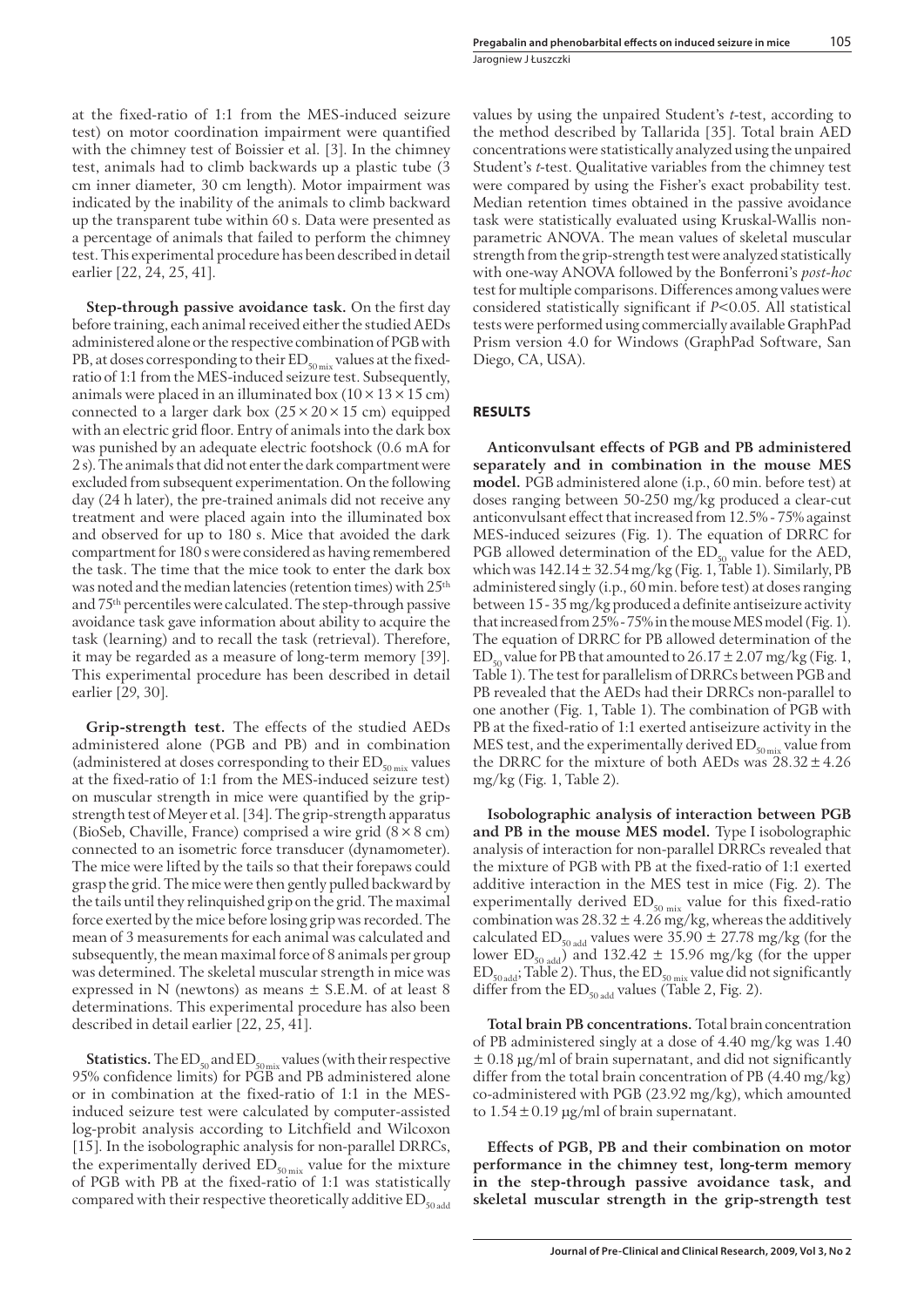at the fixed-ratio of 1:1 from the MES-induced seizure test) on motor coordination impairment were quantified with the chimney test of Boissier et al. [3]. In the chimney test, animals had to climb backwards up a plastic tube (3 cm inner diameter, 30 cm length). Motor impairment was indicated by the inability of the animals to climb backward up the transparent tube within 60 s. Data were presented as a percentage of animals that failed to perform the chimney test. This experimental procedure has been described in detail earlier [22, 24, 25, 41].

**Step-through passive avoidance task.** On the first day before training, each animal received either the studied AEDs administered alone or the respective combination of PGB with PB, at doses corresponding to their $ED_{50\,mix}$ values at the fixed-ratio of 1:1 from the MES-induced seizure test. Subsequently, animals were placed in an illuminated box (10 × 13 × 15 cm) connected to a larger dark box (25 × 20 × 15 cm) equipped with an electric grid floor. Entry of animals into the dark box was punished by an adequate electric footshock (0.6 mA for 2 s). The animals that did not enter the dark compartment were excluded from subsequent experimentation. On the following day (24 h later), the pre-trained animals did not receive any treatment and were placed again into the illuminated box and observed for up to 180 s. Mice that avoided the dark compartment for 180 s were considered as having remembered the task. The time that the mice took to enter the dark box was noted and the median latencies (retention times) with 25th and 75th percentiles were calculated. The step-through passive avoidance task gave information about ability to acquire the task (learning) and to recall the task (retrieval). Therefore, it may be regarded as a measure of long-term memory [39]. This experimental procedure has been described in detail earlier [29, 30].

**Grip-strength test.** The effects of the studied AEDs administered alone (PGB and PB) and in combination (administered at doses corresponding to their $ED_{50\,mix}$ values at the fixed-ratio of 1:1 from the MES-induced seizure test) on muscular strength in mice were quantified by the grip-strength test of Meyer et al. [34]. The grip-strength apparatus (BioSeb, Chaville, France) comprised a wire grid (8 × 8 cm) connected to an isometric force transducer (dynamometer). The mice were lifted by the tails so that their forepaws could grasp the grid. The mice were then gently pulled backward by the tails until they relinquished grip on the grid. The maximal force exerted by the mice before losing grip was recorded. The mean of 3 measurements for each animal was calculated and subsequently, the mean maximal force of 8 animals per group was determined. The skeletal muscular strength in mice was expressed in N (newtons) as means ± S.E.M. of at least 8 determinations. This experimental procedure has also been described in detail earlier [22, 25, 41].

**Statistics.** The $ED_{50}$ and $ED_{50\,mix}$ values (with their respective 95% confidence limits) for PGB and PB administered alone or in combination at the fixed-ratio of 1:1 in the MES-induced seizure test were calculated by computer-assisted log-probit analysis according to Litchfield and Wilcoxon [15]. In the isobolographic analysis for non-parallel DRRCs, the experimentally derived $ED_{50\,mix}$ value for the mixture of PGB with PB at the fixed-ratio of 1:1 was statistically compared with their respective theoretically additive $ED_{50\,add}$ values by using the unpaired Student's *t*-test, according to the method described by Tallarida [35]. Total brain AED concentrations were statistically analyzed using the unpaired Student's *t*-test. Qualitative variables from the chimney test were compared by using the Fisher's exact probability test. Median retention times obtained in the passive avoidance task were statistically evaluated using Kruskal-Wallis non-parametric ANOVA. The mean values of skeletal muscular strength from the grip-strength test were analyzed statistically with one-way ANOVA followed by the Bonferroni's *post-hoc* test for multiple comparisons. Differences among values were considered statistically significant if $P<0.05$. All statistical tests were performed using commercially available GraphPad Prism version 4.0 for Windows (GraphPad Software, San Diego, CA, USA).

## RESULTS

**Anticonvulsant effects of PGB and PB administered separately and in combination in the mouse MES model.** PGB administered alone (i.p., 60 min. before test) at doses ranging between 50-250 mg/kg produced a clear-cut anticonvulsant effect that increased from 12.5% - 75% against MES-induced seizures (Fig. 1). The equation of DRRC for PGB allowed determination of the $ED_{50}$ value for the AED, which was 142.14 ± 32.54 mg/kg (Fig. 1, Table 1). Similarly, PB administered singly (i.p., 60 min. before test) at doses ranging between 15 - 35 mg/kg produced a definite antiseizure activity that increased from 25% - 75% in the mouse MES model (Fig. 1). The equation of DRRC for PB allowed determination of the $ED_{50}$ value for PB that amounted to 26.17 ± 2.07 mg/kg (Fig. 1, Table 1). The test for parallelism of DRRCs between PGB and PB revealed that the AEDs had their DRRCs non-parallel to one another (Fig. 1, Table 1). The combination of PGB with PB at the fixed-ratio of 1:1 exerted antiseizure activity in the MES test, and the experimentally derived $ED_{50\,mix}$ value from the DRRC for the mixture of both AEDs was 28.32 ± 4.26 mg/kg (Fig. 1, Table 2).

**Isobolographic analysis of interaction between PGB and PB in the mouse MES model.** Type I isobolographic analysis of interaction for non-parallel DRRCs revealed that the mixture of PGB with PB at the fixed-ratio of 1:1 exerted additive interaction in the MES test in mice (Fig. 2). The experimentally derived $ED_{50\,mix}$ value for this fixed-ratio combination was 28.32 ± 4.26 mg/kg, whereas the additively calculated $ED_{50\,add}$ values were 35.90 ± 27.78 mg/kg (for the lower $ED_{50\,add}$) and 132.42 ± 15.96 mg/kg (for the upper $ED_{50\,add}$; Table 2). Thus, the $ED_{50\,mix}$ value did not significantly differ from the $ED_{50\,add}$ values (Table 2, Fig. 2).

**Total brain PB concentrations.** Total brain concentration of PB administered singly at a dose of 4.40 mg/kg was 1.40 ± 0.18 µg/ml of brain supernatant, and did not significantly differ from the total brain concentration of PB (4.40 mg/kg) co-administered with PGB (23.92 mg/kg), which amounted to 1.54 ± 0.19 µg/ml of brain supernatant.

**Effects of PGB, PB and their combination on motor performance in the chimney test, long-term memory in the step-through passive avoidance task, and skeletal muscular strength in the grip-strength test**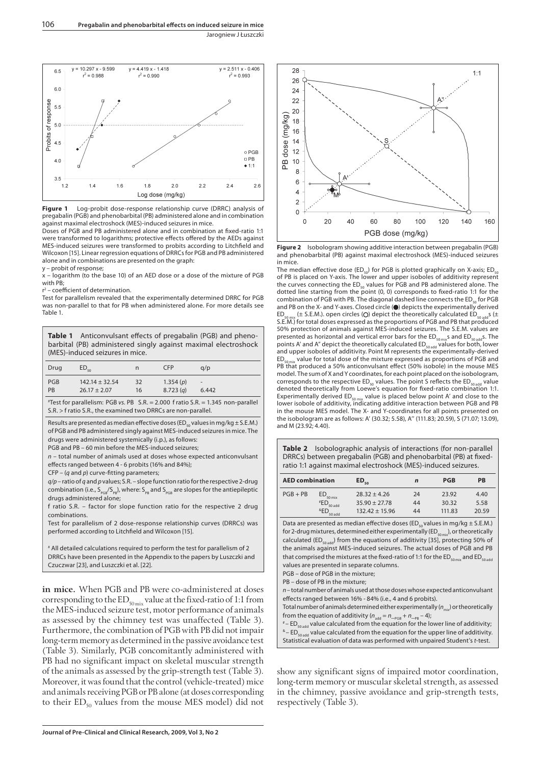**Figure 1** Log-probit dose-response relationship curve (DRRC) analysis of pregabalin (PGB) and phenobarbital (PB) administered alone and in combination against maximal electroshock (MES)-induced seizures in mice.

Doses of PGB and PB administered alone and in combination at fixed-ratio 1:1 were transformed to logarithms; protective effects offered by the AEDs against MES-induced seizures were transformed to probits according to Litchfield and Wilcoxon [15]. Linear regression equations of DRRCs for PGB and PB administered alone and in combinations are presented on the graph:

y – probit of response;

x – logarithm (to the base 10) of an AED dose or a dose of the mixture of PGB with PB;

$r^2$ – coefficient of determination.

Test for parallelism revealed that the experimentally determined DRRC for PGB was non-parallel to that for PB when administered alone. For more details see Table 1.

**Table 1** Anticonvulsant effects of pregabalin (PGB) and phenobarbital (PB) administered singly against maximal electroshock (MES)-induced seizures in mice.

| Drug | $ED_{50}$ | n | CFP | q/p |
|---|---|---|---|---|
| PGB | 142.14 ± 32.54 | 32 | 1.354 (*p*) | - |
| PB | 26.17 ± 2.07 | 16 | 8.723 (*q*) | 6.442 |

#Test for parallelism: PGB *vs*. PB S.R. = 2.000 f ratio S.R. = 1.345 non-parallel S.R. > f ratio S.R., the examined two DRRCs are non-parallel.

Results are presented as median effective doses ($ED_{50}$ values in mg/kg ± S.E.M.) of PGB and PB administered singly against MES-induced seizures in mice. The drugs were administered systemically (i.p.), as follows:

PGB and PB – 60 min before the MES-induced seizures;

*n* – total number of animals used at doses whose expected anticonvulsant effects ranged between 4 - 6 probits (16% and 84%);

CFP – (*q* and *p*) curve-fitting parameters;

*q/p* – ratio of *q* and *p* values; S.R. – slope function ratio for the respective 2-drug combination (i.e., $S_{PGB}/S_{PB}$), where: $S_{PB}$ and $S_{PGB}$ are slopes for the antiepileptic drugs administered alone;

f ratio S.R. – factor for slope function ratio for the respective 2 drug combinations.

Test for parallelism of 2 dose-response relationship curves (DRRCs) was performed according to Litchfield and Wilcoxon [15].

# All detailed calculations required to perform the test for parallelism of 2 DRRCs have been presented in the Appendix to the papers by Luszczki and Czuczwar [23], and Luszczki et al. [22].

**in mice.** When PGB and PB were co-administered at doses corresponding to the $ED_{50\,mix}$ value at the fixed-ratio of 1:1 from the MES-induced seizure test, motor performance of animals as assessed by the chimney test was unaffected (Table 3). Furthermore, the combination of PGB with PB did not impair long-term memory as determined in the passive avoidance test (Table 3). Similarly, PGB concomitantly administered with PB had no significant impact on skeletal muscular strength of the animals as assessed by the grip-strength test (Table 3). Moreover, it was found that the control (vehicle-treated) mice and animals receiving PGB or PB alone (at doses corresponding to their $ED_{50}$ values from the mouse MES model) did not show any significant signs of impaired motor coordination, long-term memory or muscular skeletal strength, as assessed in the chimney, passive avoidance and grip-strength tests, respectively (Table 3).

**Figure 2** Isobologram showing additive interaction between pregabalin (PGB) and phenobarbital (PB) against maximal electroshock (MES)-induced seizures in mice.

The median effective dose ($ED_{50}$) for PGB is plotted graphically on X-axis; $ED_{50}$ of PB is placed on Y-axis. The lower and upper isoboles of additivity represent the curves connecting the $ED_{50}$ values for PGB and PB administered alone. The dotted line starting from the point (0, 0) corresponds to fixed-ratio 1:1 for the combination of PGB with PB. The diagonal dashed line connects the $ED_{50}$ for PGB and PB on the X- and Y-axes. Closed circle (●) depicts the experimentally derived $ED_{50\,mix}$ (± S.E.M.). open circles (○) depict the theoretically calculated $ED_{50\,add}$s (± S.E.M.) for total doses expressed as the proportions of PGB and PB that produced 50% protection of animals against MES-induced seizures. The S.E.M. values are presented as horizontal and vertical error bars for the $ED_{50\,mix}$s and $ED_{50\,add}$s. The points A' and A'' depict the theoretically calculated $ED_{50\,add}$ values for both, lower and upper isoboles of additivity. Point M represents the experimentally-derived $ED_{50\,mix}$ value for total dose of the mixture expressed as proportions of PGB and PB that produced a 50% anticonvulsant effect (50% isobole) in the mouse MES model. The sum of X and Y coordinates, for each point placed on the isobologram, corresponds to the respective $ED_{50}$ values. The point S reflects the $ED_{50\,add}$ value denoted theoretically from Loewe's equation for fixed-ratio combination 1:1. Experimentally derived $ED_{50\,mix}$ value is placed below point A' and close to the lower isobole of additivity, indicating additive interaction between PGB and PB in the mouse MES model. The X- and Y-coordinates for all points presented on the isobologram are as follows: A' (30.32; 5.58), A'' (111.83; 20.59), S (71.07; 13.09), and M (23.92; 4.40).

**Table 2** Isobolographic analysis of interactions (for non-parallel DRRCs) between pregabalin (PGB) and phenobarbital (PB) at fixed-ratio 1:1 against maximal electroshock (MES)-induced seizures.

| AED combination | | $ED_{50}$ | *n* | PGB | PB |
|---|---|---|---|---|---|
| PGB + PB | $ED_{50\,mix}$ | 28.32 ± 4.26 | 24 | 23.92 | 4.40 |
| | #$ED_{50\,add}$ | 35.90 ± 27.78 | 44 | 30.32 | 5.58 |
| | &$ED_{50\,add}$ | 132.42 ± 15.96 | 44 | 111.83 | 20.59 |

Data are presented as median effective doses ($ED_{50}$ values in mg/kg ± S.E.M.) for 2-drug mixtures, determined either experimentally ($ED_{50\,mix}$), or theoretically calculated ($ED_{50\,add}$) from the equations of additivity [35], protecting 50% of the animals against MES-induced seizures. The actual doses of PGB and PB that comprised the mixtures at the fixed-ratio of 1:1 for the $ED_{50\,mix}$ and $ED_{50\,add}$ values are presented in separate columns.

PGB – dose of PGB in the mixture;

PB – dose of PB in the mixture;

*n* – total number of animals used at those doses whose expected anticonvulsant effects ranged between 16% - 84% (i.e., 4 and 6 probits).

Total number of animals determined either experimentally ($n_{mix}$) or theoretically from the equation of additivity ($n_{add} = n_{-PGB} + n_{-PB} - 4$);

# – $ED_{50\,add}$ value calculated from the equation for the lower line of additivity;

& – $ED_{50\,add}$ value calculated from the equation for the upper line of additivity.

Statistical evaluation of data was performed with unpaired Student's *t*-test.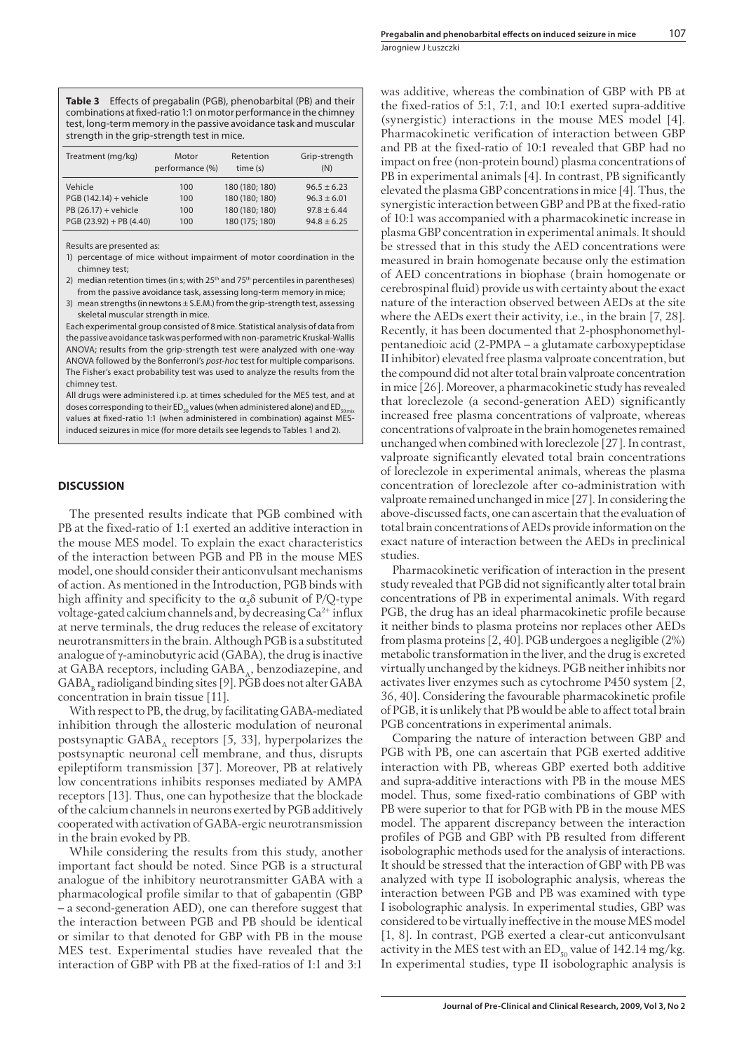**Table 3** Effects of pregabalin (PGB), phenobarbital (PB) and their combinations at fixed-ratio 1:1 on motor performance in the chimney test, long-term memory in the passive avoidance task and muscular strength in the grip-strength test in mice.

| Treatment (mg/kg) | Motor performance (%) | Retention time (s) | Grip-strength (N) |
|---|---|---|---|
| Vehicle | 100 | 180 (180; 180) | $96.5 \pm 6.23$ |
| PGB (142.14) + vehicle | 100 | 180 (180; 180) | $96.3 \pm 6.01$ |
| PB (26.17) + vehicle | 100 | 180 (180; 180) | $97.8 \pm 6.44$ |
| PGB (23.92) + PB (4.40) | 100 | 180 (175; 180) | $94.8 \pm 6.25$ |

Results are presented as:

1) percentage of mice without impairment of motor coordination in the chimney test;
2) median retention times (in s; with 25th and 75th percentiles in parentheses) from the passive avoidance task, assessing long-term memory in mice;
3) mean strengths (in newtons ± S.E.M.) from the grip-strength test, assessing skeletal muscular strength in mice.

Each experimental group consisted of 8 mice. Statistical analysis of data from the passive avoidance task was performed with non-parametric Kruskal-Wallis ANOVA; results from the grip-strength test were analyzed with one-way ANOVA followed by the Bonferroni's *post-hoc* test for multiple comparisons. The Fisher's exact probability test was used to analyze the results from the chimney test.

All drugs were administered i.p. at times scheduled for the MES test, and at doses corresponding to their $ED_{50}$ values (when administered alone) and $ED_{50\,mix}$ values at fixed-ratio 1:1 (when administered in combination) against MES-induced seizures in mice (for more details see legends to Tables 1 and 2).

## DISCUSSION

The presented results indicate that PGB combined with PB at the fixed-ratio of 1:1 exerted an additive interaction in the mouse MES model. To explain the exact characteristics of the interaction between PGB and PB in the mouse MES model, one should consider their anticonvulsant mechanisms of action. As mentioned in the Introduction, PGB binds with high affinity and specificity to the $\alpha_2\delta$ subunit of P/Q-type voltage-gated calcium channels and, by decreasing $Ca^{2+}$ influx at nerve terminals, the drug reduces the release of excitatory neurotransmitters in the brain. Although PGB is a substituted analogue of γ-aminobutyric acid (GABA), the drug is inactive at GABA receptors, including $GABA_A$, benzodiazepine, and $GABA_B$ radioligand binding sites [9]. PGB does not alter GABA concentration in brain tissue [11].

With respect to PB, the drug, by facilitating GABA-mediated inhibition through the allosteric modulation of neuronal postsynaptic $GABA_A$ receptors [5, 33], hyperpolarizes the postsynaptic neuronal cell membrane, and thus, disrupts epileptiform transmission [37]. Moreover, PB at relatively low concentrations inhibits responses mediated by AMPA receptors [13]. Thus, one can hypothesize that the blockade of the calcium channels in neurons exerted by PGB additively cooperated with activation of GABA-ergic neurotransmission in the brain evoked by PB.

While considering the results from this study, another important fact should be noted. Since PGB is a structural analogue of the inhibitory neurotransmitter GABA with a pharmacological profile similar to that of gabapentin (GBP – a second-generation AED), one can therefore suggest that the interaction between PGB and PB should be identical or similar to that denoted for GBP with PB in the mouse MES test. Experimental studies have revealed that the interaction of GBP with PB at the fixed-ratios of 1:1 and 3:1 was additive, whereas the combination of GBP with PB at the fixed-ratios of 5:1, 7:1, and 10:1 exerted supra-additive (synergistic) interactions in the mouse MES model [4]. Pharmacokinetic verification of interaction between GBP and PB at the fixed-ratio of 10:1 revealed that GBP had no impact on free (non-protein bound) plasma concentrations of PB in experimental animals [4]. In contrast, PB significantly elevated the plasma GBP concentrations in mice [4]. Thus, the synergistic interaction between GBP and PB at the fixed-ratio of 10:1 was accompanied with a pharmacokinetic increase in plasma GBP concentration in experimental animals. It should be stressed that in this study the AED concentrations were measured in brain homogenate because only the estimation of AED concentrations in biophase (brain homogenate or cerebrospinal fluid) provide us with certainty about the exact nature of the interaction observed between AEDs at the site where the AEDs exert their activity, i.e., in the brain [7, 28]. Recently, it has been documented that 2-phosphonomethyl-pentanedioic acid (2-PMPA – a glutamate carboxypeptidase II inhibitor) elevated free plasma valproate concentration, but the compound did not alter total brain valproate concentration in mice [26]. Moreover, a pharmacokinetic study has revealed that loreclezole (a second-generation AED) significantly increased free plasma concentrations of valproate, whereas concentrations of valproate in the brain homogenetes remained unchanged when combined with loreclezole [27]. In contrast, valproate significantly elevated total brain concentrations of loreclezole in experimental animals, whereas the plasma concentration of loreclezole after co-administration with valproate remained unchanged in mice [27]. In considering the above-discussed facts, one can ascertain that the evaluation of total brain concentrations of AEDs provide information on the exact nature of interaction between the AEDs in preclinical studies.

Pharmacokinetic verification of interaction in the present study revealed that PGB did not significantly alter total brain concentrations of PB in experimental animals. With regard PGB, the drug has an ideal pharmacokinetic profile because it neither binds to plasma proteins nor replaces other AEDs from plasma proteins [2, 40]. PGB undergoes a negligible (2%) metabolic transformation in the liver, and the drug is excreted virtually unchanged by the kidneys. PGB neither inhibits nor activates liver enzymes such as cytochrome P450 system [2, 36, 40]. Considering the favourable pharmacokinetic profile of PGB, it is unlikely that PB would be able to affect total brain PGB concentrations in experimental animals.

Comparing the nature of interaction between GBP and PGB with PB, one can ascertain that PGB exerted additive interaction with PB, whereas GBP exerted both additive and supra-additive interactions with PB in the mouse MES model. Thus, some fixed-ratio combinations of GBP with PB were superior to that for PGB with PB in the mouse MES model. The apparent discrepancy between the interaction profiles of PGB and GBP with PB resulted from different isobolographic methods used for the analysis of interactions. It should be stressed that the interaction of GBP with PB was analyzed with type II isobolographic analysis, whereas the interaction between PGB and PB was examined with type I isobolographic analysis. In experimental studies, GBP was considered to be virtually ineffective in the mouse MES model [1, 8]. In contrast, PGB exerted a clear-cut anticonvulsant activity in the MES test with an $ED_{50}$ value of 142.14 mg/kg. In experimental studies, type II isobolographic analysis is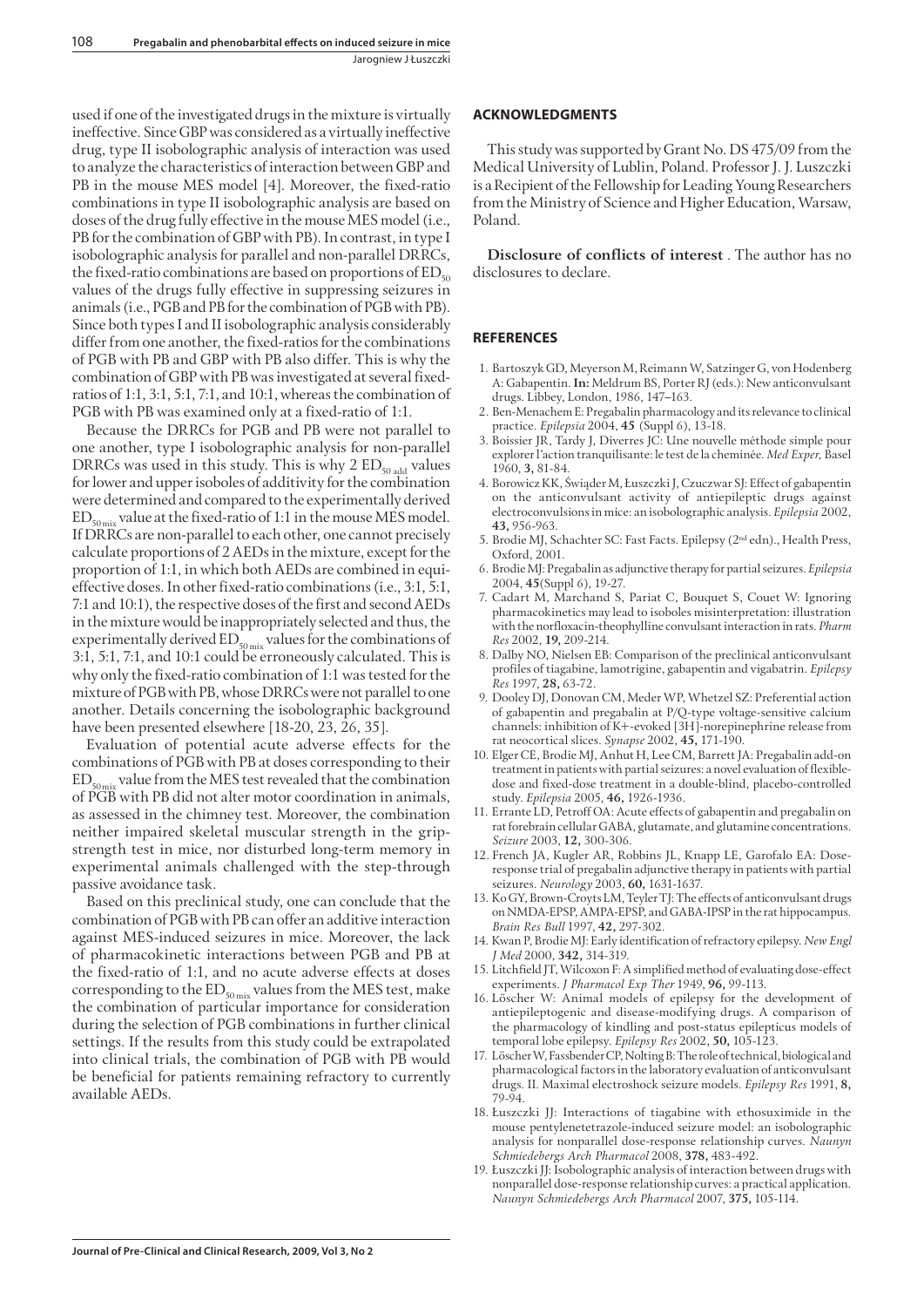used if one of the investigated drugs in the mixture is virtually ineffective. Since GBP was considered as a virtually ineffective drug, type II isobolographic analysis of interaction was used to analyze the characteristics of interaction between GBP and PB in the mouse MES model [4]. Moreover, the fixed-ratio combinations in type II isobolographic analysis are based on doses of the drug fully effective in the mouse MES model (i.e., PB for the combination of GBP with PB). In contrast, in type I isobolographic analysis for parallel and non-parallel DRRCs, the fixed-ratio combinations are based on proportions of $ED_{50}$ values of the drugs fully effective in suppressing seizures in animals (i.e., PGB and PB for the combination of PGB with PB). Since both types I and II isobolographic analysis considerably differ from one another, the fixed-ratios for the combinations of PGB with PB and GBP with PB also differ. This is why the combination of GBP with PB was investigated at several fixed-ratios of 1:1, 3:1, 5:1, 7:1, and 10:1, whereas the combination of PGB with PB was examined only at a fixed-ratio of 1:1.

Because the DRRCs for PGB and PB were not parallel to one another, type I isobolographic analysis for non-parallel DRRCs was used in this study. This is why 2 $ED_{50\,add}$ values for lower and upper isoboles of additivity for the combination were determined and compared to the experimentally derived $ED_{50\,mix}$ value at the fixed-ratio of 1:1 in the mouse MES model. If DRRCs are non-parallel to each other, one cannot precisely calculate proportions of 2 AEDs in the mixture, except for the proportion of 1:1, in which both AEDs are combined in equieffective doses. In other fixed-ratio combinations (i.e., 3:1, 5:1, 7:1 and 10:1), the respective doses of the first and second AEDs in the mixture would be inappropriately selected and thus, the experimentally derived $ED_{50\,mix}$ values for the combinations of 3:1, 5:1, 7:1, and 10:1 could be erroneously calculated. This is why only the fixed-ratio combination of 1:1 was tested for the mixture of PGB with PB, whose DRRCs were not parallel to one another. Details concerning the isobolographic background have been presented elsewhere [18-20, 23, 26, 35].

Evaluation of potential acute adverse effects for the combinations of PGB with PB at doses corresponding to their $ED_{50\,mix}$ value from the MES test revealed that the combination of PGB with PB did not alter motor coordination in animals, as assessed in the chimney test. Moreover, the combination neither impaired skeletal muscular strength in the grip-strength test in mice, nor disturbed long-term memory in experimental animals challenged with the step-through passive avoidance task.

Based on this preclinical study, one can conclude that the combination of PGB with PB can offer an additive interaction against MES-induced seizures in mice. Moreover, the lack of pharmacokinetic interactions between PGB and PB at the fixed-ratio of 1:1, and no acute adverse effects at doses corresponding to the $ED_{50\,mix}$ values from the MES test, make the combination of particular importance for consideration during the selection of PGB combinations in further clinical settings. If the results from this study could be extrapolated into clinical trials, the combination of PGB with PB would be beneficial for patients remaining refractory to currently available AEDs.

## ACKNOWLEDGMENTS

This study was supported by Grant No. DS 475/09 from the Medical University of Lublin, Poland. Professor J. J. Luszczki is a Recipient of the Fellowship for Leading Young Researchers from the Ministry of Science and Higher Education, Warsaw, Poland.

**Disclosure of conflicts of interest** . The author has no disclosures to declare.

## REFERENCES

1. Bartoszyk GD, Meyerson M, Reimann W, Satzinger G, von Hodenberg A: Gabapentin. **In:** Meldrum BS, Porter RJ (eds.): New anticonvulsant drugs. Libbey, London, 1986, 147–163.
2. Ben-Menachem E: Pregabalin pharmacology and its relevance to clinical practice. *Epilepsia* 2004, **45** (Suppl 6), 13-18.
3. Boissier JR, Tardy J, Diverres JC: Une nouvelle méthode simple pour explorer l'action tranquilisante: le test de la cheminée. *Med Exper,* Basel 1960, **3,** 81-84.
4. Borowicz KK, Świąder M, Łuszczki J, Czuczwar SJ: Effect of gabapentin on the anticonvulsant activity of antiepileptic drugs against electroconvulsions in mice: an isobolographic analysis. *Epilepsia* 2002, **43,** 956-963.
5. Brodie MJ, Schachter SC: Fast Facts. Epilepsy (2nd edn)., Health Press, Oxford, 2001.
6. Brodie MJ: Pregabalin as adjunctive therapy for partial seizures. *Epilepsia* 2004, **45**(Suppl 6), 19-27.
7. Cadart M, Marchand S, Pariat C, Bouquet S, Couet W: Ignoring pharmacokinetics may lead to isoboles misinterpretation: illustration with the norfloxacin-theophylline convulsant interaction in rats. *Pharm Res* 2002, **19,** 209-214.
8. Dalby NO, Nielsen EB: Comparison of the preclinical anticonvulsant profiles of tiagabine, lamotrigine, gabapentin and vigabatrin. *Epilepsy Res* 1997, **28,** 63-72.
9. Dooley DJ, Donovan CM, Meder WP, Whetzel SZ: Preferential action of gabapentin and pregabalin at P/Q-type voltage-sensitive calcium channels: inhibition of K+-evoked [3H]-norepinephrine release from rat neocortical slices. *Synapse* 2002, **45,** 171-190.
10. Elger CE, Brodie MJ, Anhut H, Lee CM, Barrett JA: Pregabalin add-on treatment in patients with partial seizures: a novel evaluation of flexible-dose and fixed-dose treatment in a double-blind, placebo-controlled study. *Epilepsia* 2005, **46,** 1926-1936.
11. Errante LD, Petroff OA: Acute effects of gabapentin and pregabalin on rat forebrain cellular GABA, glutamate, and glutamine concentrations. *Seizure* 2003, **12,** 300-306.
12. French JA, Kugler AR, Robbins JL, Knapp LE, Garofalo EA: Dose-response trial of pregabalin adjunctive therapy in patients with partial seizures. *Neurology* 2003, **60,** 1631-1637.
13. Ko GY, Brown-Croyts LM, Teyler TJ: The effects of anticonvulsant drugs on NMDA-EPSP, AMPA-EPSP, and GABA-IPSP in the rat hippocampus. *Brain Res Bull* 1997, **42,** 297-302.
14. Kwan P, Brodie MJ: Early identification of refractory epilepsy. *New Engl J Med* 2000, **342,** 314-319.
15. Litchfield JT, Wilcoxon F: A simplified method of evaluating dose-effect experiments. *J Pharmacol Exp Ther* 1949, **96,** 99-113.
16. Löscher W: Animal models of epilepsy for the development of antiepileptogenic and disease-modifying drugs. A comparison of the pharmacology of kindling and post-status epilepticus models of temporal lobe epilepsy. *Epilepsy Res* 2002, **50,** 105-123.
17. Löscher W, Fassbender CP, Nolting B: The role of technical, biological and pharmacological factors in the laboratory evaluation of anticonvulsant drugs. II. Maximal electroshock seizure models. *Epilepsy Res* 1991, **8,** 79-94.
18. Łuszczki JJ: Interactions of tiagabine with ethosuximide in the mouse pentylenetetrazole-induced seizure model: an isobolographic analysis for nonparallel dose-response relationship curves. *Naunyn Schmiedebergs Arch Pharmacol* 2008, **378,** 483-492.
19. Łuszczki JJ: Isobolographic analysis of interaction between drugs with nonparallel dose-response relationship curves: a practical application. *Naunyn Schmiedebergs Arch Pharmacol* 2007, **375,** 105-114.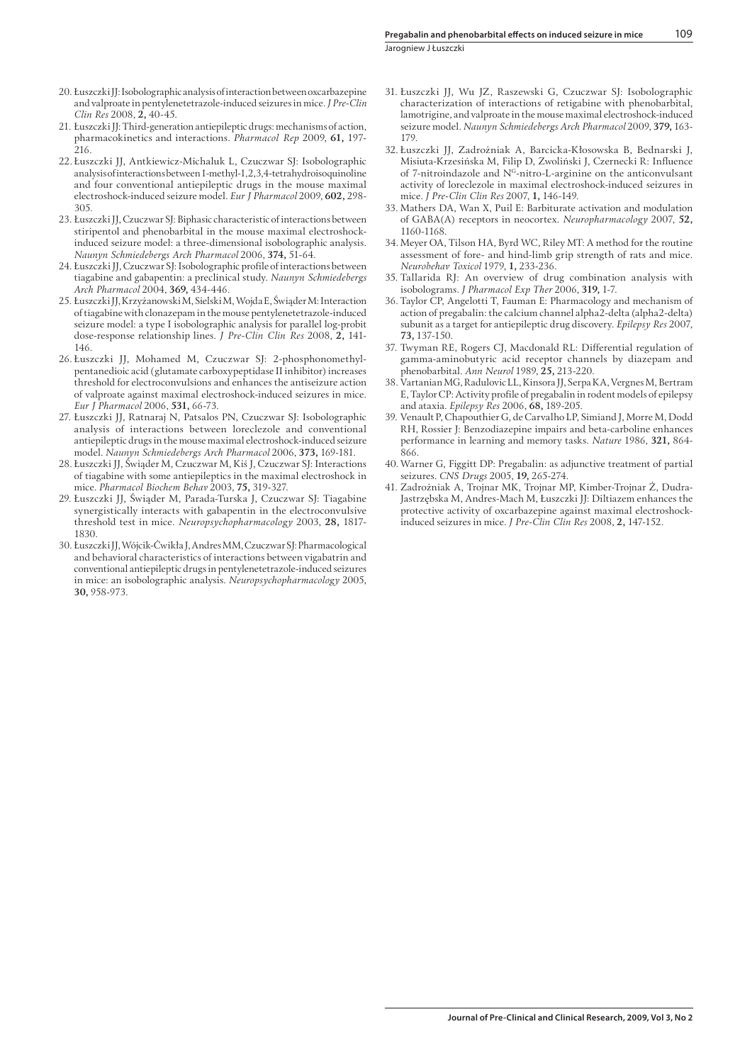20. Łuszczki JJ: Isobolographic analysis of interaction between oxcarbazepine and valproate in pentylenetetrazole-induced seizures in mice. *J Pre-Clin Clin Res* 2008, **2,** 40-45.
21. Łuszczki JJ: Third-generation antiepileptic drugs: mechanisms of action, pharmacokinetics and interactions. *Pharmacol Rep* 2009, **61,** 197-216.
22. Łuszczki JJ, Antkiewicz-Michaluk L, Czuczwar SJ: Isobolographic analysis of interactions between 1-methyl-1,2,3,4-tetrahydroisoquinoline and four conventional antiepileptic drugs in the mouse maximal electroshock-induced seizure model. *Eur J Pharmacol* 2009, **602,** 298-305.
23. Łuszczki JJ, Czuczwar SJ: Biphasic characteristic of interactions between stiripentol and phenobarbital in the mouse maximal electroshock-induced seizure model: a three-dimensional isobolographic analysis. *Naunyn Schmiedebergs Arch Pharmacol* 2006, **374,** 51-64.
24. Łuszczki JJ, Czuczwar SJ: Isobolographic profile of interactions between tiagabine and gabapentin: a preclinical study. *Naunyn Schmiedebergs Arch Pharmacol* 2004, **369,** 434-446.
25. Łuszczki JJ, Krzyżanowski M, Sielski M, Wojda E, Świąder M: Interaction of tiagabine with clonazepam in the mouse pentylenetetrazole-induced seizure model: a type I isobolographic analysis for parallel log-probit dose-response relationship lines. *J Pre-Clin Clin Res* 2008, **2,** 141-146.
26. Łuszczki JJ, Mohamed M, Czuczwar SJ: 2-phosphonomethyl-pentanedioic acid (glutamate carboxypeptidase II inhibitor) increases threshold for electroconvulsions and enhances the antiseizure action of valproate against maximal electroshock-induced seizures in mice. *Eur J Pharmacol* 2006, **531,** 66-73.
27. Łuszczki JJ, Ratnaraj N, Patsalos PN, Czuczwar SJ: Isobolographic analysis of interactions between loreclezole and conventional antiepileptic drugs in the mouse maximal electroshock-induced seizure model. *Naunyn Schmiedebergs Arch Pharmacol* 2006, **373,** 169-181.
28. Łuszczki JJ, Świąder M, Czuczwar M, Kiś J, Czuczwar SJ: Interactions of tiagabine with some antiepileptics in the maximal electroshock in mice. *Pharmacol Biochem Behav* 2003, **75,** 319-327.
29. Łuszczki JJ, Świąder M, Parada-Turska J, Czuczwar SJ: Tiagabine synergistically interacts with gabapentin in the electroconvulsive threshold test in mice. *Neuropsychopharmacology* 2003, **28,** 1817-1830.
30. Łuszczki JJ, Wójcik-Ćwikła J, Andres MM, Czuczwar SJ: Pharmacological and behavioral characteristics of interactions between vigabatrin and conventional antiepileptic drugs in pentylenetetrazole-induced seizures in mice: an isobolographic analysis. *Neuropsychopharmacology* 2005, **30,** 958-973.
31. Łuszczki JJ, Wu JZ, Raszewski G, Czuczwar SJ: Isobolographic characterization of interactions of retigabine with phenobarbital, lamotrigine, and valproate in the mouse maximal electroshock-induced seizure model. *Naunyn Schmiedebergs Arch Pharmacol* 2009, **379,** 163-179.
32. Łuszczki JJ, Zadrożniak A, Barcicka-Kłosowska B, Bednarski J, Misiuta-Krzesińska M, Filip D, Zwoliński J, Czernecki R: Influence of 7-nitroindazole and N[G]-nitro-L-arginine on the anticonvulsant activity of loreclezole in maximal electroshock-induced seizures in mice. *J Pre-Clin Clin Res* 2007, **1,** 146-149.
33. Mathers DA, Wan X, Puil E: Barbiturate activation and modulation of GABA(A) receptors in neocortex. *Neuropharmacology* 2007, **52,** 1160-1168.
34. Meyer OA, Tilson HA, Byrd WC, Riley MT: A method for the routine assessment of fore- and hind-limb grip strength of rats and mice. *Neurobehav Toxicol* 1979, **1,** 233-236.
35. Tallarida RJ: An overview of drug combination analysis with isobolograms. *J Pharmacol Exp Ther* 2006, **319,** 1-7.
36. Taylor CP, Angelotti T, Fauman E: Pharmacology and mechanism of action of pregabalin: the calcium channel alpha2-delta (alpha2-delta) subunit as a target for antiepileptic drug discovery. *Epilepsy Res* 2007, **73,** 137-150.
37. Twyman RE, Rogers CJ, Macdonald RL: Differential regulation of gamma-aminobutyric acid receptor channels by diazepam and phenobarbital. *Ann Neurol* 1989, **25,** 213-220.
38. Vartanian MG, Radulovic LL, Kinsora JJ, Serpa KA, Vergnes M, Bertram E, Taylor CP: Activity profile of pregabalin in rodent models of epilepsy and ataxia. *Epilepsy Res* 2006, **68,** 189-205.
39. Venault P, Chapouthier G, de Carvalho LP, Simiand J, Morre M, Dodd RH, Rossier J: Benzodiazepine impairs and beta-carboline enhances performance in learning and memory tasks. *Nature* 1986, **321,** 864-866.
40. Warner G, Figgitt DP: Pregabalin: as adjunctive treatment of partial seizures. *CNS Drugs* 2005, **19,** 265-274.
41. Zadrożniak A, Trojnar MK, Trojnar MP, Kimber-Trojnar Ż, Dudra-Jastrzębska M, Andres-Mach M, Łuszczki JJ: Diltiazem enhances the protective activity of oxcarbazepine against maximal electroshock-induced seizures in mice. *J Pre-Clin Clin Res* 2008, **2,** 147-152.